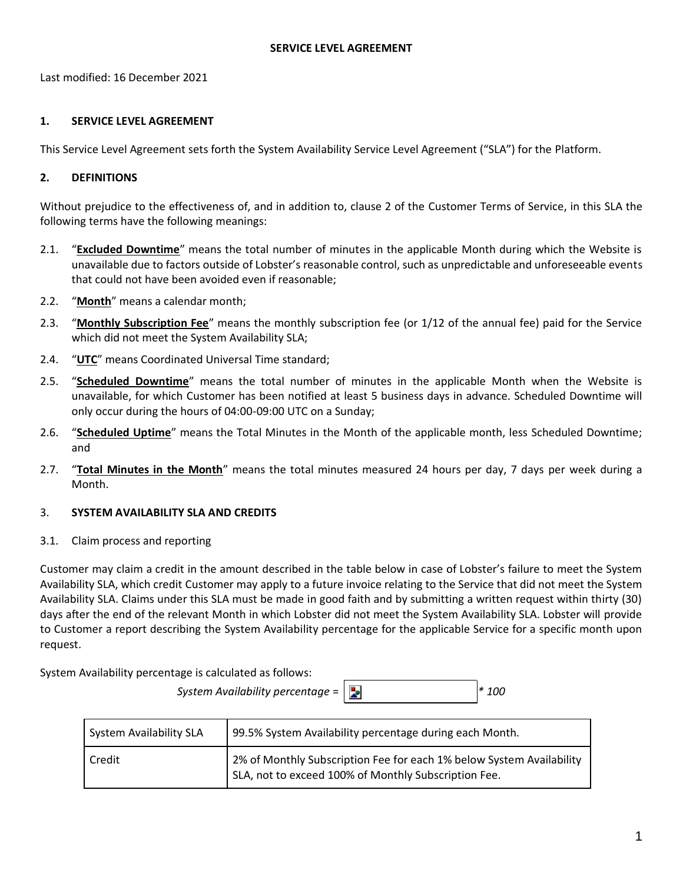# SERVICE LEVEL AGREEMENT

Last modified: 16 December 2021

## 1. SERVICE LEVEL AGREEMENT

This Service Level Agreement sets forth the System Availability Service Level Agreement ("SLA") for the Platform.

## 2. DEFINITIONS

Without prejudice to the effectiveness of, and in addition to, clause 2 of the Customer Terms of Service, in this SLA the following terms have the following meanings:

2.1. "**Excluded Downtime**" means the total number of minutes in the applicable Month during which the Website is unavailable due to factors outside of Lobster's reasonable control, such as unpredictable and unforeseeable events that could not have been avoided even if reasonable;

2.2. "**Month**" means a calendar month;

2.3. "**Monthly Subscription Fee**" means the monthly subscription fee (or 1/12 of the annual fee) paid for the Service which did not meet the System Availability SLA;

2.4. "**UTC**" means Coordinated Universal Time standard;

2.5. "**Scheduled Downtime**" means the total number of minutes in the applicable Month when the Website is unavailable, for which Customer has been notified at least 5 business days in advance. Scheduled Downtime will only occur during the hours of 04:00-09:00 UTC on a Sunday;

2.6. "**Scheduled Uptime**" means the Total Minutes in the Month of the applicable month, less Scheduled Downtime; and

2.7. "**Total Minutes in the Month**" means the total minutes measured 24 hours per day, 7 days per week during a Month.

## 3. SYSTEM AVAILABILITY SLA AND CREDITS

3.1. Claim process and reporting

Customer may claim a credit in the amount described in the table below in case of Lobster's failure to meet the System Availability SLA, which credit Customer may apply to a future invoice relating to the Service that did not meet the System Availability SLA. Claims under this SLA must be made in good faith and by submitting a written request within thirty (30) days after the end of the relevant Month in which Lobster did not meet the System Availability SLA. Lobster will provide to Customer a report describing the System Availability percentage for the applicable Service for a specific month upon request.

System Availability percentage is calculated as follows:

*System Availability percentage* = [ ] *\* 100*

| System Availability SLA | 99.5% System Availability percentage during each Month. |
|---|---|
| Credit | 2% of Monthly Subscription Fee for each 1% below System Availability SLA, not to exceed 100% of Monthly Subscription Fee. |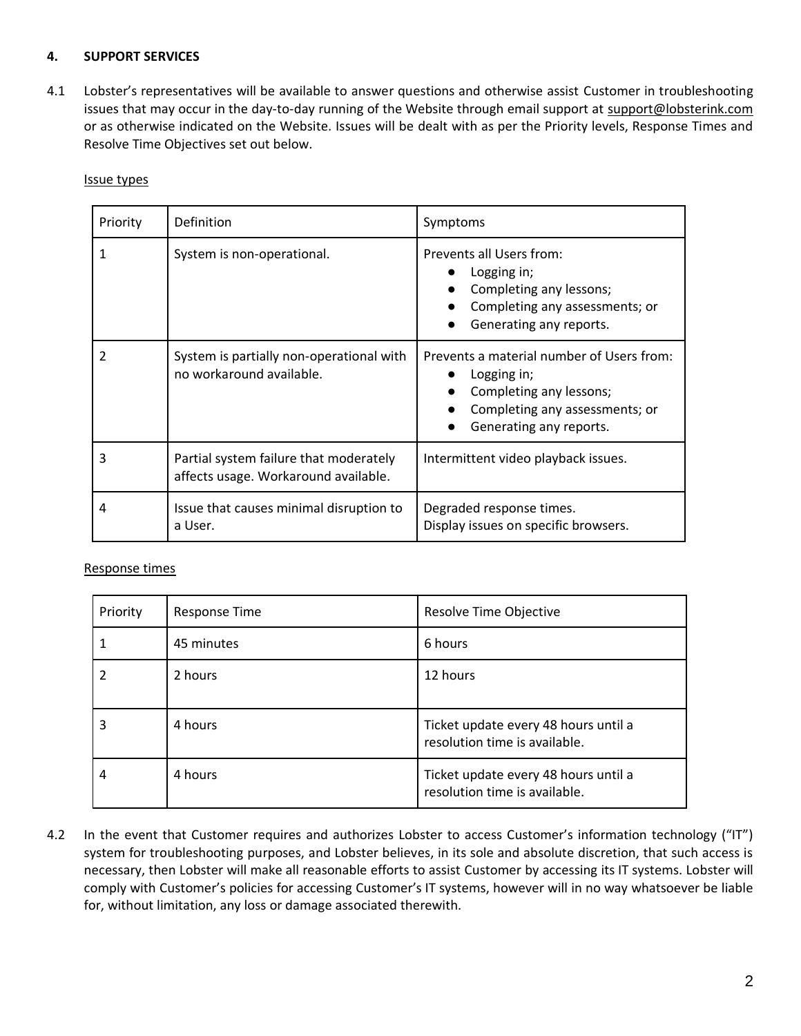## 4. SUPPORT SERVICES

4.1 Lobster's representatives will be available to answer questions and otherwise assist Customer in troubleshooting issues that may occur in the day-to-day running of the Website through email support at support@lobsterink.com or as otherwise indicated on the Website. Issues will be dealt with as per the Priority levels, Response Times and Resolve Time Objectives set out below.

Issue types

| Priority | Definition | Symptoms |
| --- | --- | --- |
| 1 | System is non-operational. | Prevents all Users from:<br>● Logging in;<br>● Completing any lessons;<br>● Completing any assessments; or<br>● Generating any reports. |
| 2 | System is partially non-operational with no workaround available. | Prevents a material number of Users from:<br>● Logging in;<br>● Completing any lessons;<br>● Completing any assessments; or<br>● Generating any reports. |
| 3 | Partial system failure that moderately affects usage. Workaround available. | Intermittent video playback issues. |
| 4 | Issue that causes minimal disruption to a User. | Degraded response times.<br>Display issues on specific browsers. |

Response times

| Priority | Response Time | Resolve Time Objective |
| --- | --- | --- |
| 1 | 45 minutes | 6 hours |
| 2 | 2 hours | 12 hours |
| 3 | 4 hours | Ticket update every 48 hours until a resolution time is available. |
| 4 | 4 hours | Ticket update every 48 hours until a resolution time is available. |

4.2 In the event that Customer requires and authorizes Lobster to access Customer's information technology ("IT") system for troubleshooting purposes, and Lobster believes, in its sole and absolute discretion, that such access is necessary, then Lobster will make all reasonable efforts to assist Customer by accessing its IT systems. Lobster will comply with Customer's policies for accessing Customer's IT systems, however will in no way whatsoever be liable for, without limitation, any loss or damage associated therewith.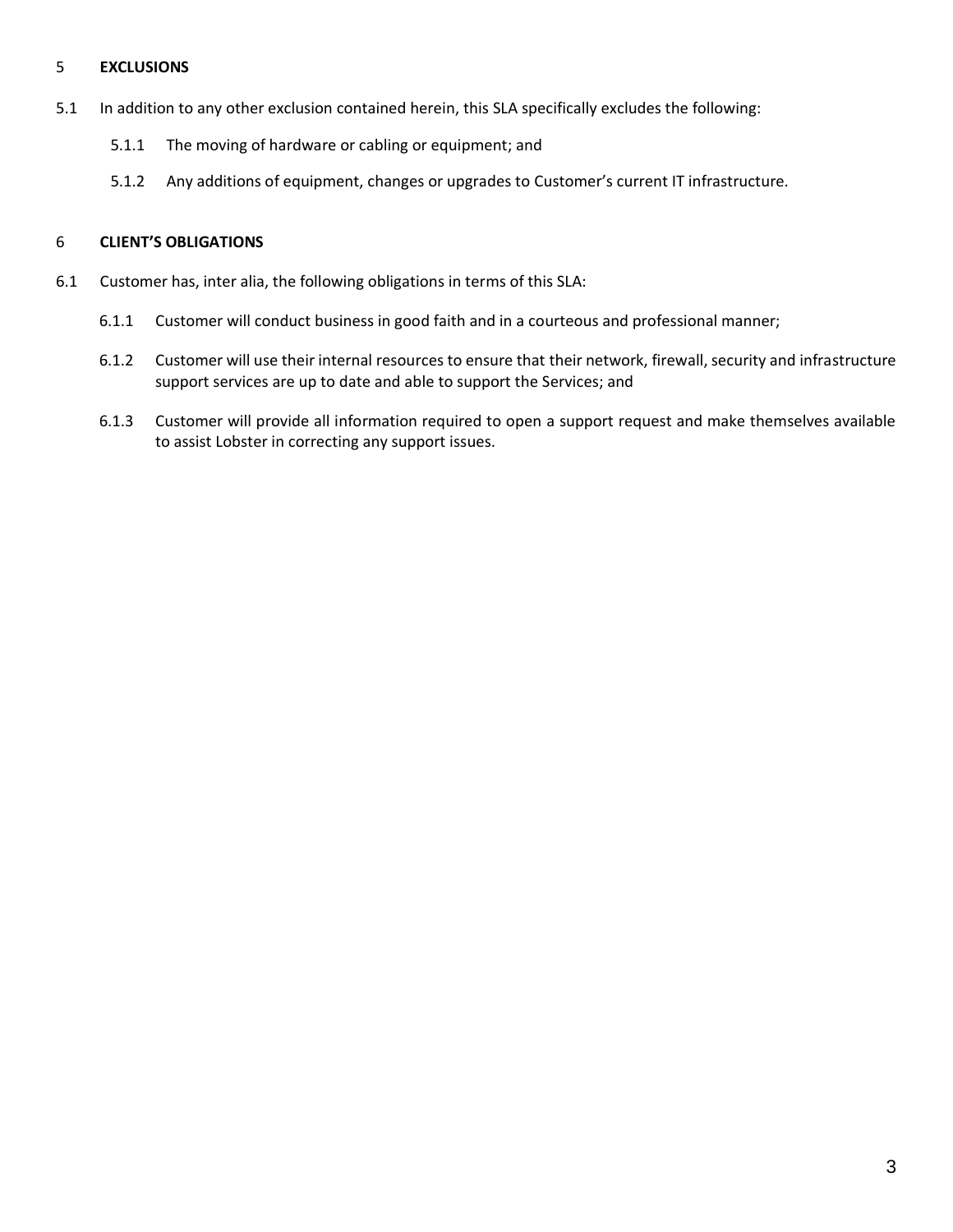## 5 **EXCLUSIONS**

5.1 In addition to any other exclusion contained herein, this SLA specifically excludes the following:

5.1.1 The moving of hardware or cabling or equipment; and

5.1.2 Any additions of equipment, changes or upgrades to Customer's current IT infrastructure.

## 6 **CLIENT'S OBLIGATIONS**

6.1 Customer has, inter alia, the following obligations in terms of this SLA:

6.1.1 Customer will conduct business in good faith and in a courteous and professional manner;

6.1.2 Customer will use their internal resources to ensure that their network, firewall, security and infrastructure support services are up to date and able to support the Services; and

6.1.3 Customer will provide all information required to open a support request and make themselves available to assist Lobster in correcting any support issues.